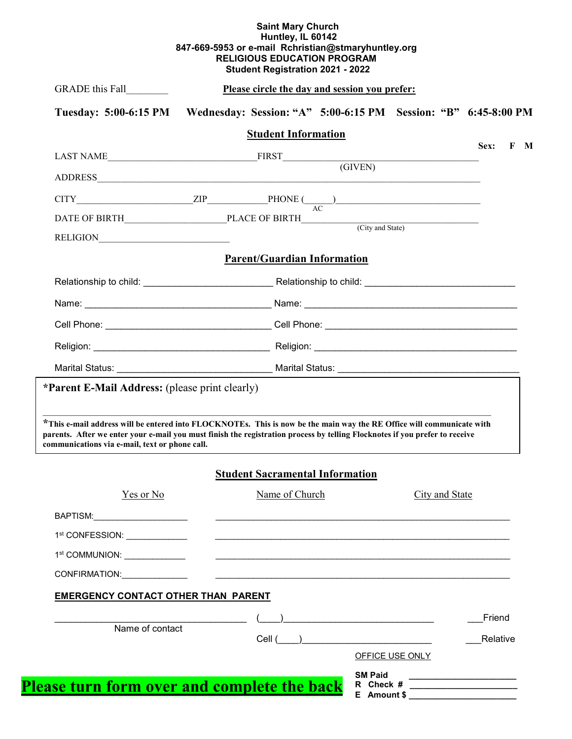**Saint Mary Church**
**Huntley, IL 60142**
**847-669-5953 or e-mail Rchristian@stmaryhuntley.org**
**RELIGIOUS EDUCATION PROGRAM**
**Student Registration 2021 - 2022**

GRADE this Fall________

**Please circle the day and session you prefer:**

**Tuesday: 5:00-6:15 PM Wednesday: Session: "A" 5:00-6:15 PM Session: "B" 6:45-8:00 PM**

## Student Information

**Sex: F M**

LAST NAME______________________________FIRST________________________________________
(GIVEN)

ADDRESS_____________________________________________________________________________

CITY________________________ZIP____________PHONE (______)______________________________
AC

DATE OF BIRTH____________________PLACE OF BIRTH______________________________________
(City and State)

RELIGION___________________________

## Parent/Guardian Information

Relationship to child: ________________________ Relationship to child: ____________________________

Name: ___________________________________ Name: ________________________________________

Cell Phone: ______________________________ Cell Phone: ____________________________________

Religion: _________________________________ Religion: _______________________________________

Marital Status: ____________________________ Marital Status: __________________________________

**\*Parent E-Mail Address:** (please print clearly)

_____________________________________________________________________________________

**\*This e-mail address will be entered into FLOCKNOTEs. This is now be the main way the RE Office will communicate with parents. After we enter your e-mail you must finish the registration process by telling Flocknotes if you prefer to receive communications via e-mail, text or phone call.**

## Student Sacramental Information

| | Yes or No | Name of Church | City and State |
|---|---|---|---|
| BAPTISM: | ____________ | ____________ | ____________ |
| 1st CONFESSION: | ____________ | ____________ | ____________ |
| 1st COMMUNION: | ____________ | ____________ | ____________ |
| CONFIRMATION: | ____________ | ____________ | ____________ |

**EMERGENCY CONTACT OTHER THAN PARENT**

_____________________________________ (____)_____________________________ ___Friend
Name of contact

Cell (____)_________________________ ___Relative

OFFICE USE ONLY

**SM Paid** ____________________
**R Check #** ____________________
**E Amount $** ____________________

**Please turn form over and complete the back**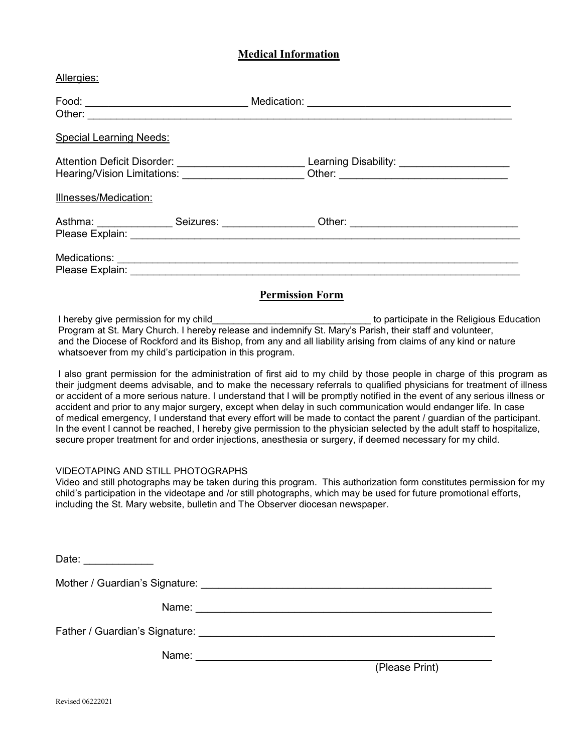## Medical Information

Allergies:

Food: ___________________________ Medication: ___________________________________
Other: ______________________________________________________________________

Special Learning Needs:

Attention Deficit Disorder: ______________________ Learning Disability: ___________________
Hearing/Vision Limitations: _____________________ Other: _____________________________

Illnesses/Medication:

Asthma: _____________ Seizures: ________________ Other: _____________________________
Please Explain: _______________________________________________________________

Medications: _________________________________________________________________
Please Explain: _______________________________________________________________

## Permission Form

I hereby give permission for my child______________________________ to participate in the Religious Education Program at St. Mary Church. I hereby release and indemnify St. Mary's Parish, their staff and volunteer, and the Diocese of Rockford and its Bishop, from any and all liability arising from claims of any kind or nature whatsoever from my child's participation in this program.

I also grant permission for the administration of first aid to my child by those people in charge of this program as their judgment deems advisable, and to make the necessary referrals to qualified physicians for treatment of illness or accident of a more serious nature. I understand that I will be promptly notified in the event of any serious illness or accident and prior to any major surgery, except when delay in such communication would endanger life. In case of medical emergency, I understand that every effort will be made to contact the parent / guardian of the participant. In the event I cannot be reached, I hereby give permission to the physician selected by the adult staff to hospitalize, secure proper treatment for and order injections, anesthesia or surgery, if deemed necessary for my child.

VIDEOTAPING AND STILL PHOTOGRAPHS
Video and still photographs may be taken during this program. This authorization form constitutes permission for my child's participation in the videotape and /or still photographs, which may be used for future promotional efforts, including the St. Mary website, bulletin and The Observer diocesan newspaper.

Date: ____________

Mother / Guardian's Signature: ___________________________________________________

Name: _____________________________________________________

Father / Guardian's Signature: ____________________________________________________

Name: _____________________________________________________
(Please Print)

Revised 06222021